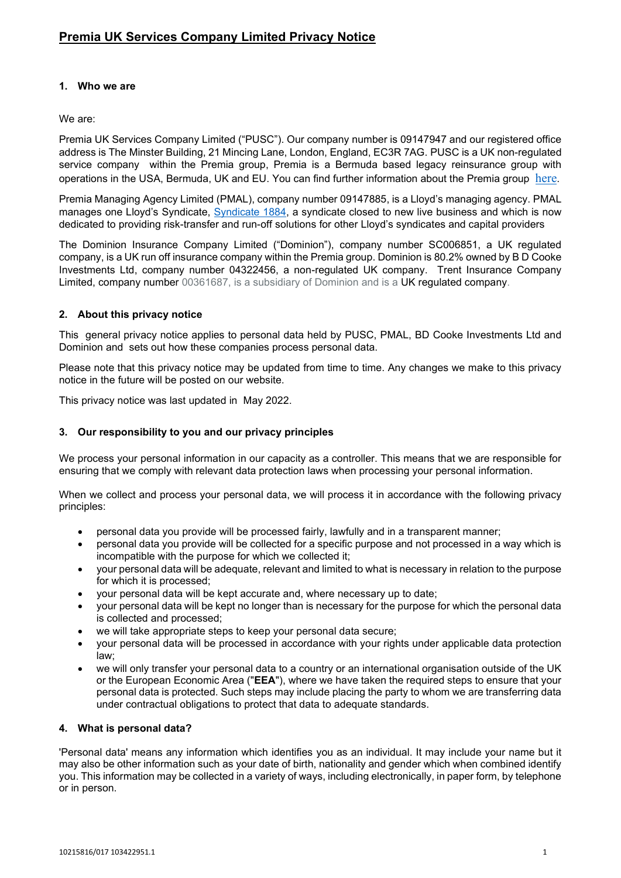# Premia UK Services Company Limited Privacy Notice

## 1. Who we are

We are:

Premia UK Services Company Limited ("PUSC"). Our company number is 09147947 and our registered office address is The Minster Building, 21 Mincing Lane, London, England, EC3R 7AG. PUSC is a UK non-regulated service company within the Premia group, Premia is a Bermuda based legacy reinsurance group with operations in the USA, Bermuda, UK and EU. You can find further information about the Premia group here.

Premia Managing Agency Limited (PMAL), company number 09147885, is a Lloyd's managing agency. PMAL manages one Lloyd's Syndicate, Syndicate 1884, a syndicate closed to new live business and which is now dedicated to providing risk-transfer and run-off solutions for other Lloyd's syndicates and capital providers

The Dominion Insurance Company Limited ("Dominion"), company number SC006851, a UK regulated company, is a UK run off insurance company within the Premia group. Dominion is 80.2% owned by B D Cooke Investments Ltd, company number 04322456, a non-regulated UK company. Trent Insurance Company Limited, company number 00361687, is a subsidiary of Dominion and is a UK regulated company.

## 2. About this privacy notice

This general privacy notice applies to personal data held by PUSC, PMAL, BD Cooke Investments Ltd and Dominion and sets out how these companies process personal data.

Please note that this privacy notice may be updated from time to time. Any changes we make to this privacy notice in the future will be posted on our website.

This privacy notice was last updated in May 2022.

## 3. Our responsibility to you and our privacy principles

We process your personal information in our capacity as a controller. This means that we are responsible for ensuring that we comply with relevant data protection laws when processing your personal information.

When we collect and process your personal data, we will process it in accordance with the following privacy principles:

- personal data you provide will be processed fairly, lawfully and in a transparent manner;
- personal data you provide will be collected for a specific purpose and not processed in a way which is incompatible with the purpose for which we collected it;
- your personal data will be adequate, relevant and limited to what is necessary in relation to the purpose for which it is processed;
- your personal data will be kept accurate and, where necessary up to date;
- your personal data will be kept no longer than is necessary for the purpose for which the personal data is collected and processed;
- we will take appropriate steps to keep your personal data secure;
- your personal data will be processed in accordance with your rights under applicable data protection law;
- we will only transfer your personal data to a country or an international organisation outside of the UK or the European Economic Area ("**EEA**"), where we have taken the required steps to ensure that your personal data is protected. Such steps may include placing the party to whom we are transferring data under contractual obligations to protect that data to adequate standards.

## 4. What is personal data?

'Personal data' means any information which identifies you as an individual. It may include your name but it may also be other information such as your date of birth, nationality and gender which when combined identify you. This information may be collected in a variety of ways, including electronically, in paper form, by telephone or in person.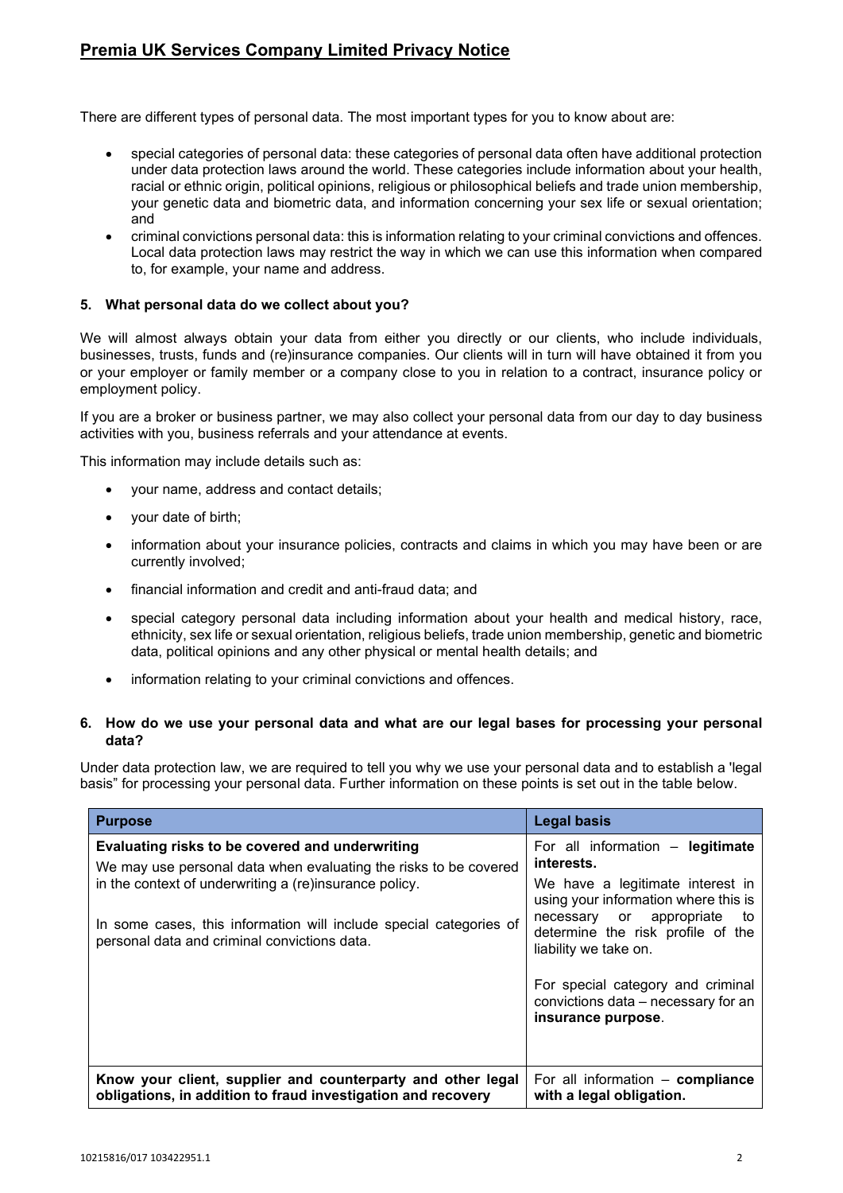There are different types of personal data. The most important types for you to know about are:

- special categories of personal data: these categories of personal data often have additional protection under data protection laws around the world. These categories include information about your health, racial or ethnic origin, political opinions, religious or philosophical beliefs and trade union membership, your genetic data and biometric data, and information concerning your sex life or sexual orientation; and
- criminal convictions personal data: this is information relating to your criminal convictions and offences. Local data protection laws may restrict the way in which we can use this information when compared to, for example, your name and address.

### 5. What personal data do we collect about you?

We will almost always obtain your data from either you directly or our clients, who include individuals, businesses, trusts, funds and (re)insurance companies. Our clients will in turn will have obtained it from you or your employer or family member or a company close to you in relation to a contract, insurance policy or employment policy.

If you are a broker or business partner, we may also collect your personal data from our day to day business activities with you, business referrals and your attendance at events.

This information may include details such as:

- your name, address and contact details;
- your date of birth;
- information about your insurance policies, contracts and claims in which you may have been or are currently involved;
- financial information and credit and anti-fraud data; and
- special category personal data including information about your health and medical history, race, ethnicity, sex life or sexual orientation, religious beliefs, trade union membership, genetic and biometric data, political opinions and any other physical or mental health details; and
- information relating to your criminal convictions and offences.

### 6. How do we use your personal data and what are our legal bases for processing your personal data?

Under data protection law, we are required to tell you why we use your personal data and to establish a 'legal basis" for processing your personal data. Further information on these points is set out in the table below.

| Purpose | Legal basis |
|---|---|
| **Evaluating risks to be covered and underwriting**<br>We may use personal data when evaluating the risks to be covered in the context of underwriting a (re)insurance policy.<br><br>In some cases, this information will include special categories of personal data and criminal convictions data. | For all information – **legitimate interests.**<br>We have a legitimate interest in using your information where this is necessary or appropriate to determine the risk profile of the liability we take on.<br><br>For special category and criminal convictions data – necessary for an **insurance purpose**. |
| **Know your client, supplier and counterparty and other legal obligations, in addition to fraud investigation and recovery** | For all information – **compliance with a legal obligation.** |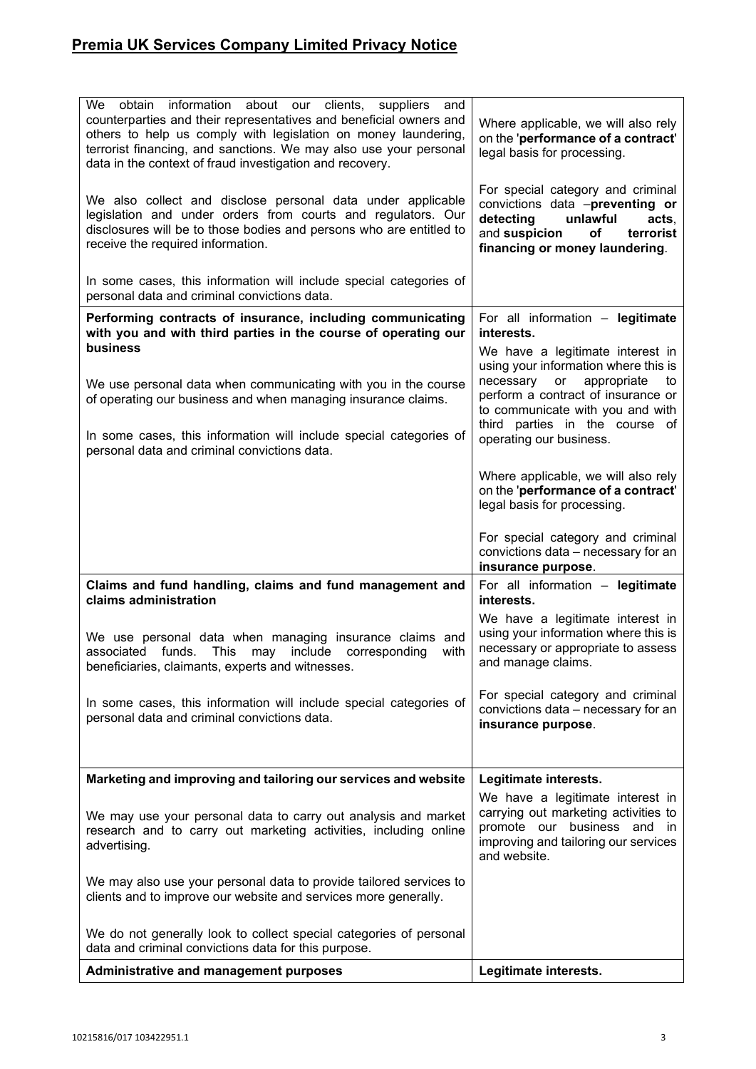## Premia UK Services Company Limited Privacy Notice

| | |
|---|---|
| We obtain information about our clients, suppliers and counterparties and their representatives and beneficial owners and others to help us comply with legislation on money laundering, terrorist financing, and sanctions. We may also use your personal data in the context of fraud investigation and recovery.<br><br>We also collect and disclose personal data under applicable legislation and under orders from courts and regulators. Our disclosures will be to those bodies and persons who are entitled to receive the required information.<br><br>In some cases, this information will include special categories of personal data and criminal convictions data. | Where applicable, we will also rely on the '**performance of a contract**' legal basis for processing.<br><br>For special category and criminal convictions data –**preventing or detecting unlawful acts**, and **suspicion of terrorist financing or money laundering**. |
| **Performing contracts of insurance, including communicating with you and with third parties in the course of operating our business**<br><br>We use personal data when communicating with you in the course of operating our business and when managing insurance claims.<br><br>In some cases, this information will include special categories of personal data and criminal convictions data. | For all information – **legitimate interests.**<br><br>We have a legitimate interest in using your information where this is necessary or appropriate to perform a contract of insurance or to communicate with you and with third parties in the course of operating our business.<br><br>Where applicable, we will also rely on the '**performance of a contract**' legal basis for processing.<br><br>For special category and criminal convictions data – necessary for an **insurance purpose**. |
| **Claims and fund handling, claims and fund management and claims administration**<br><br>We use personal data when managing insurance claims and associated funds. This may include corresponding with beneficiaries, claimants, experts and witnesses.<br><br>In some cases, this information will include special categories of personal data and criminal convictions data. | For all information – **legitimate interests.**<br><br>We have a legitimate interest in using your information where this is necessary or appropriate to assess and manage claims.<br><br>For special category and criminal convictions data – necessary for an **insurance purpose**. |
| **Marketing and improving and tailoring our services and website**<br><br>We may use your personal data to carry out analysis and market research and to carry out marketing activities, including online advertising.<br><br>We may also use your personal data to provide tailored services to clients and to improve our website and services more generally.<br><br>We do not generally look to collect special categories of personal data and criminal convictions data for this purpose. | **Legitimate interests.**<br><br>We have a legitimate interest in carrying out marketing activities to promote our business and in improving and tailoring our services and website. |
| **Administrative and management purposes** | **Legitimate interests.** |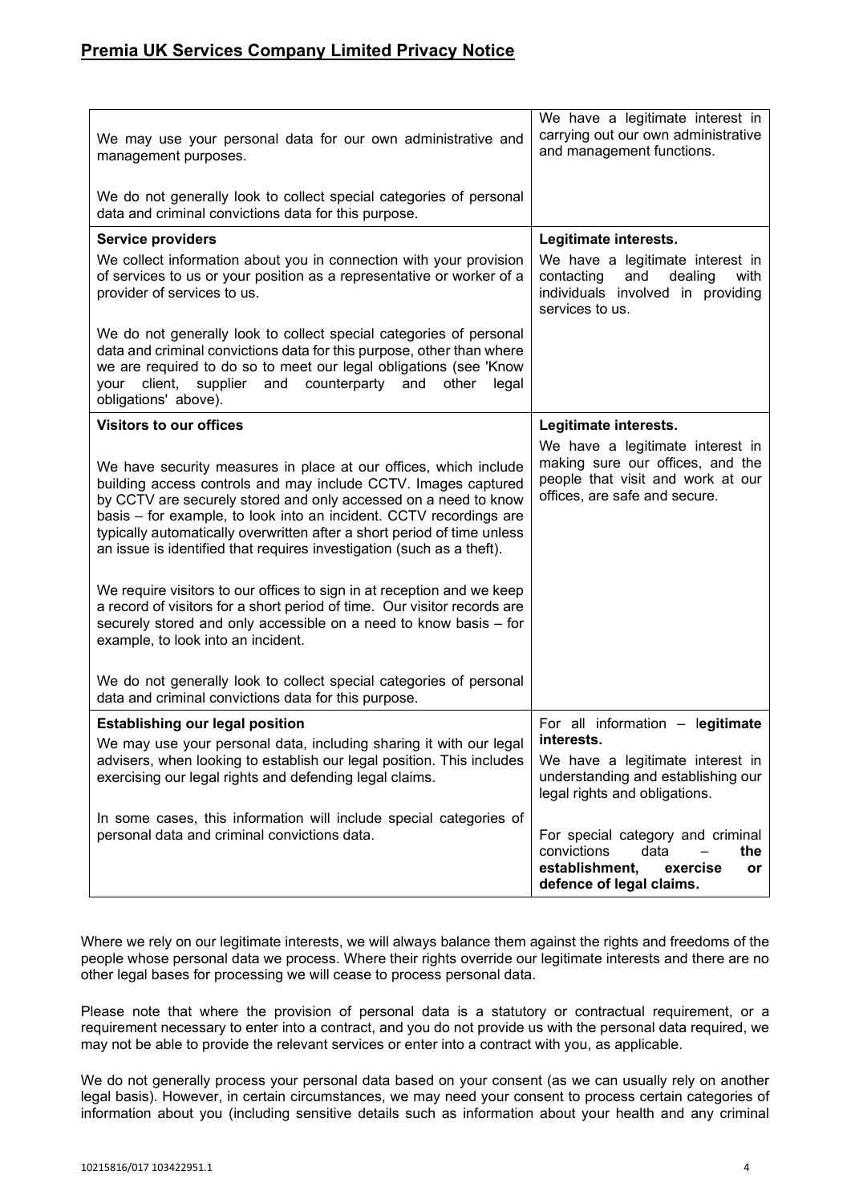## Premia UK Services Company Limited Privacy Notice

| | |
|---|---|
| We may use your personal data for our own administrative and management purposes.<br><br>We do not generally look to collect special categories of personal data and criminal convictions data for this purpose. | We have a legitimate interest in carrying out our own administrative and management functions. |
| **Service providers**<br>We collect information about you in connection with your provision of services to us or your position as a representative or worker of a provider of services to us.<br><br>We do not generally look to collect special categories of personal data and criminal convictions data for this purpose, other than where we are required to do so to meet our legal obligations (see 'Know your client, supplier and counterparty and other legal obligations' above). | **Legitimate interests.**<br>We have a legitimate interest in contacting and dealing with individuals involved in providing services to us. |
| **Visitors to our offices**<br><br>We have security measures in place at our offices, which include building access controls and may include CCTV. Images captured by CCTV are securely stored and only accessed on a need to know basis – for example, to look into an incident. CCTV recordings are typically automatically overwritten after a short period of time unless an issue is identified that requires investigation (such as a theft).<br><br>We require visitors to our offices to sign in at reception and we keep a record of visitors for a short period of time. Our visitor records are securely stored and only accessible on a need to know basis – for example, to look into an incident.<br><br>We do not generally look to collect special categories of personal data and criminal convictions data for this purpose. | **Legitimate interests.**<br>We have a legitimate interest in making sure our offices, and the people that visit and work at our offices, are safe and secure. |
| **Establishing our legal position**<br>We may use your personal data, including sharing it with our legal advisers, when looking to establish our legal position. This includes exercising our legal rights and defending legal claims.<br><br>In some cases, this information will include special categories of personal data and criminal convictions data. | For all information – l**egitimate interests.**<br>We have a legitimate interest in understanding and establishing our legal rights and obligations.<br><br>For special category and criminal convictions data – **the establishment, exercise or defence of legal claims.** |

Where we rely on our legitimate interests, we will always balance them against the rights and freedoms of the people whose personal data we process. Where their rights override our legitimate interests and there are no other legal bases for processing we will cease to process personal data.

Please note that where the provision of personal data is a statutory or contractual requirement, or a requirement necessary to enter into a contract, and you do not provide us with the personal data required, we may not be able to provide the relevant services or enter into a contract with you, as applicable.

We do not generally process your personal data based on your consent (as we can usually rely on another legal basis). However, in certain circumstances, we may need your consent to process certain categories of information about you (including sensitive details such as information about your health and any criminal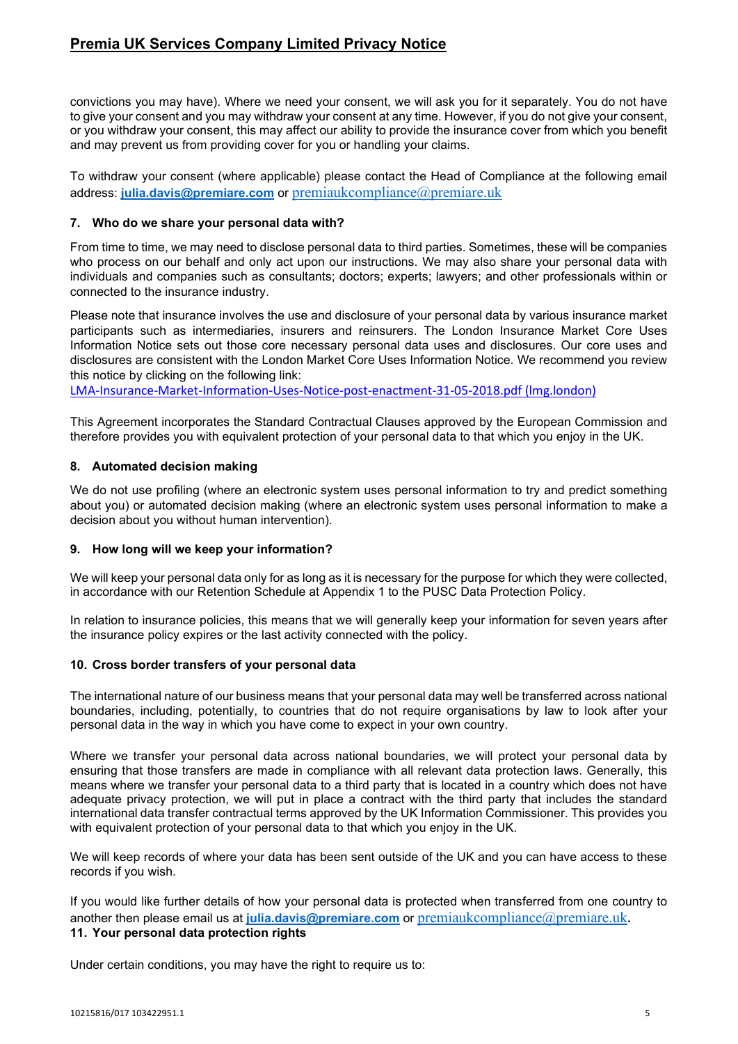convictions you may have). Where we need your consent, we will ask you for it separately. You do not have to give your consent and you may withdraw your consent at any time. However, if you do not give your consent, or you withdraw your consent, this may affect our ability to provide the insurance cover from which you benefit and may prevent us from providing cover for you or handling your claims.

To withdraw your consent (where applicable) please contact the Head of Compliance at the following email address: **julia.davis@premiare.com** or premiaukcompliance@premiare.uk

### 7. Who do we share your personal data with?

From time to time, we may need to disclose personal data to third parties. Sometimes, these will be companies who process on our behalf and only act upon our instructions. We may also share your personal data with individuals and companies such as consultants; doctors; experts; lawyers; and other professionals within or connected to the insurance industry.

Please note that insurance involves the use and disclosure of your personal data by various insurance market participants such as intermediaries, insurers and reinsurers. The London Insurance Market Core Uses Information Notice sets out those core necessary personal data uses and disclosures. Our core uses and disclosures are consistent with the London Market Core Uses Information Notice. We recommend you review this notice by clicking on the following link:
LMA-Insurance-Market-Information-Uses-Notice-post-enactment-31-05-2018.pdf (lmg.london)

This Agreement incorporates the Standard Contractual Clauses approved by the European Commission and therefore provides you with equivalent protection of your personal data to that which you enjoy in the UK.

### 8. Automated decision making

We do not use profiling (where an electronic system uses personal information to try and predict something about you) or automated decision making (where an electronic system uses personal information to make a decision about you without human intervention).

### 9. How long will we keep your information?

We will keep your personal data only for as long as it is necessary for the purpose for which they were collected, in accordance with our Retention Schedule at Appendix 1 to the PUSC Data Protection Policy.

In relation to insurance policies, this means that we will generally keep your information for seven years after the insurance policy expires or the last activity connected with the policy.

### 10. Cross border transfers of your personal data

The international nature of our business means that your personal data may well be transferred across national boundaries, including, potentially, to countries that do not require organisations by law to look after your personal data in the way in which you have come to expect in your own country.

Where we transfer your personal data across national boundaries, we will protect your personal data by ensuring that those transfers are made in compliance with all relevant data protection laws. Generally, this means where we transfer your personal data to a third party that is located in a country which does not have adequate privacy protection, we will put in place a contract with the third party that includes the standard international data transfer contractual terms approved by the UK Information Commissioner. This provides you with equivalent protection of your personal data to that which you enjoy in the UK.

We will keep records of where your data has been sent outside of the UK and you can have access to these records if you wish.

If you would like further details of how your personal data is protected when transferred from one country to another then please email us at **julia.davis@premiare.com** or premiaukcompliance@premiare.uk.

### 11. Your personal data protection rights

Under certain conditions, you may have the right to require us to: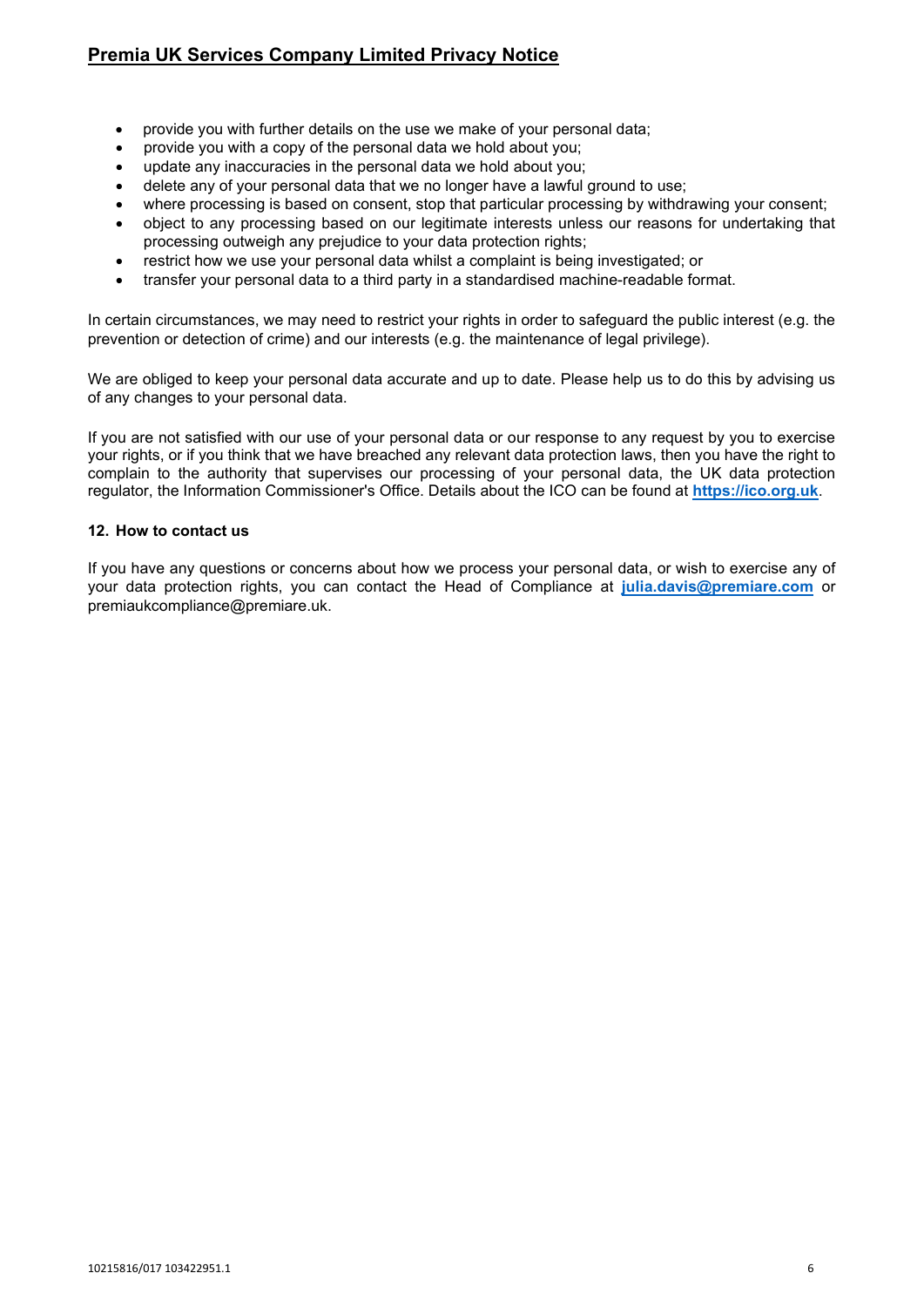- provide you with further details on the use we make of your personal data;
- provide you with a copy of the personal data we hold about you;
- update any inaccuracies in the personal data we hold about you;
- delete any of your personal data that we no longer have a lawful ground to use;
- where processing is based on consent, stop that particular processing by withdrawing your consent;
- object to any processing based on our legitimate interests unless our reasons for undertaking that processing outweigh any prejudice to your data protection rights;
- restrict how we use your personal data whilst a complaint is being investigated; or
- transfer your personal data to a third party in a standardised machine-readable format.

In certain circumstances, we may need to restrict your rights in order to safeguard the public interest (e.g. the prevention or detection of crime) and our interests (e.g. the maintenance of legal privilege).

We are obliged to keep your personal data accurate and up to date. Please help us to do this by advising us of any changes to your personal data.

If you are not satisfied with our use of your personal data or our response to any request by you to exercise your rights, or if you think that we have breached any relevant data protection laws, then you have the right to complain to the authority that supervises our processing of your personal data, the UK data protection regulator, the Information Commissioner's Office. Details about the ICO can be found at **https://ico.org.uk**.

**12. How to contact us**

If you have any questions or concerns about how we process your personal data, or wish to exercise any of your data protection rights, you can contact the Head of Compliance at **julia.davis@premiare.com** or premiaukcompliance@premiare.uk.